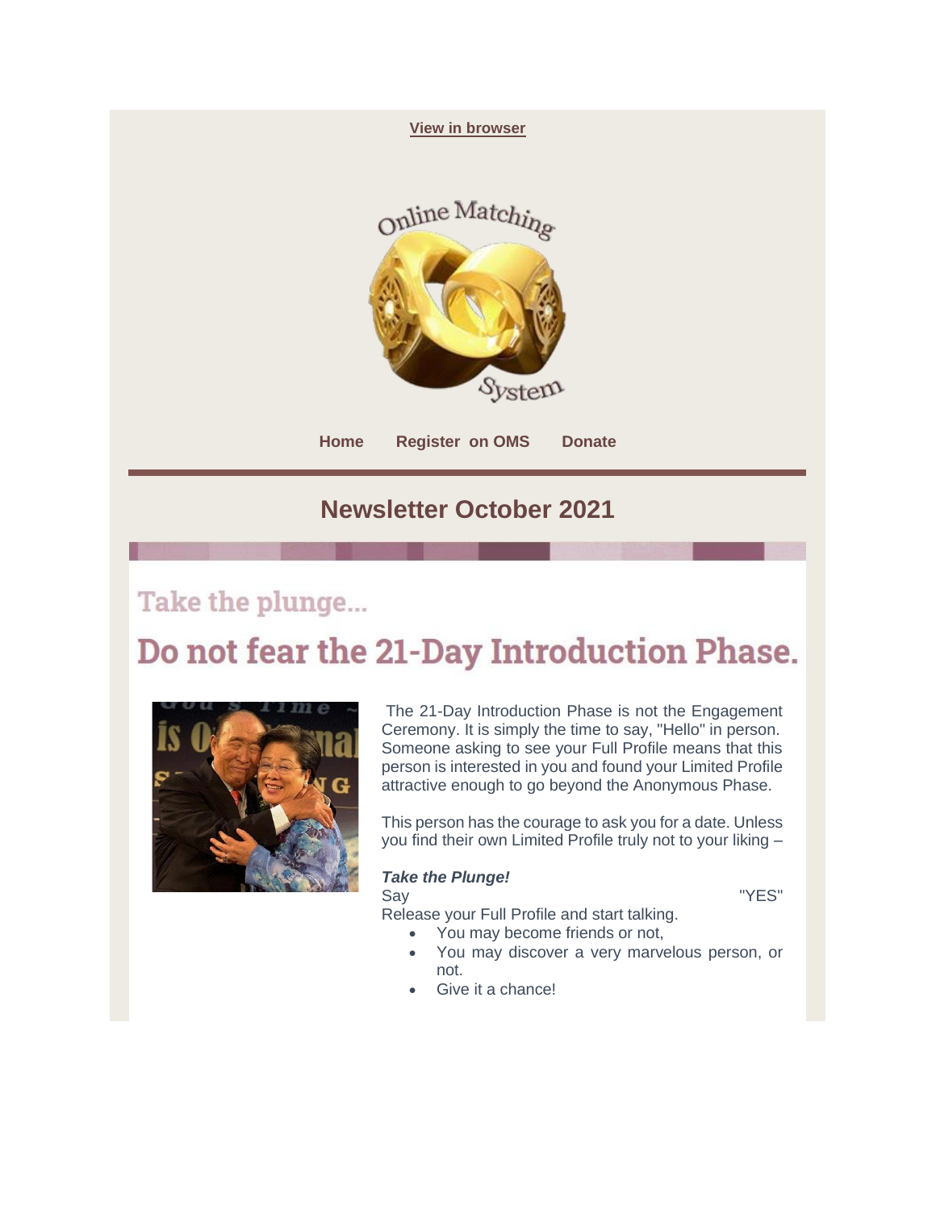View in browser

Online Matching System

Home Register on OMS Donate

## Newsletter October 2021

# Take the plunge...

# Do not fear the 21-Day Introduction Phase.

The 21-Day Introduction Phase is not the Engagement Ceremony. It is simply the time to say, "Hello" in person. Someone asking to see your Full Profile means that this person is interested in you and found your Limited Profile attractive enough to go beyond the Anonymous Phase.

This person has the courage to ask you for a date. Unless you find their own Limited Profile truly not to your liking –

***Take the Plunge!***
Say "YES"
Release your Full Profile and start talking.

- You may become friends or not,
- You may discover a very marvelous person, or not.
- Give it a chance!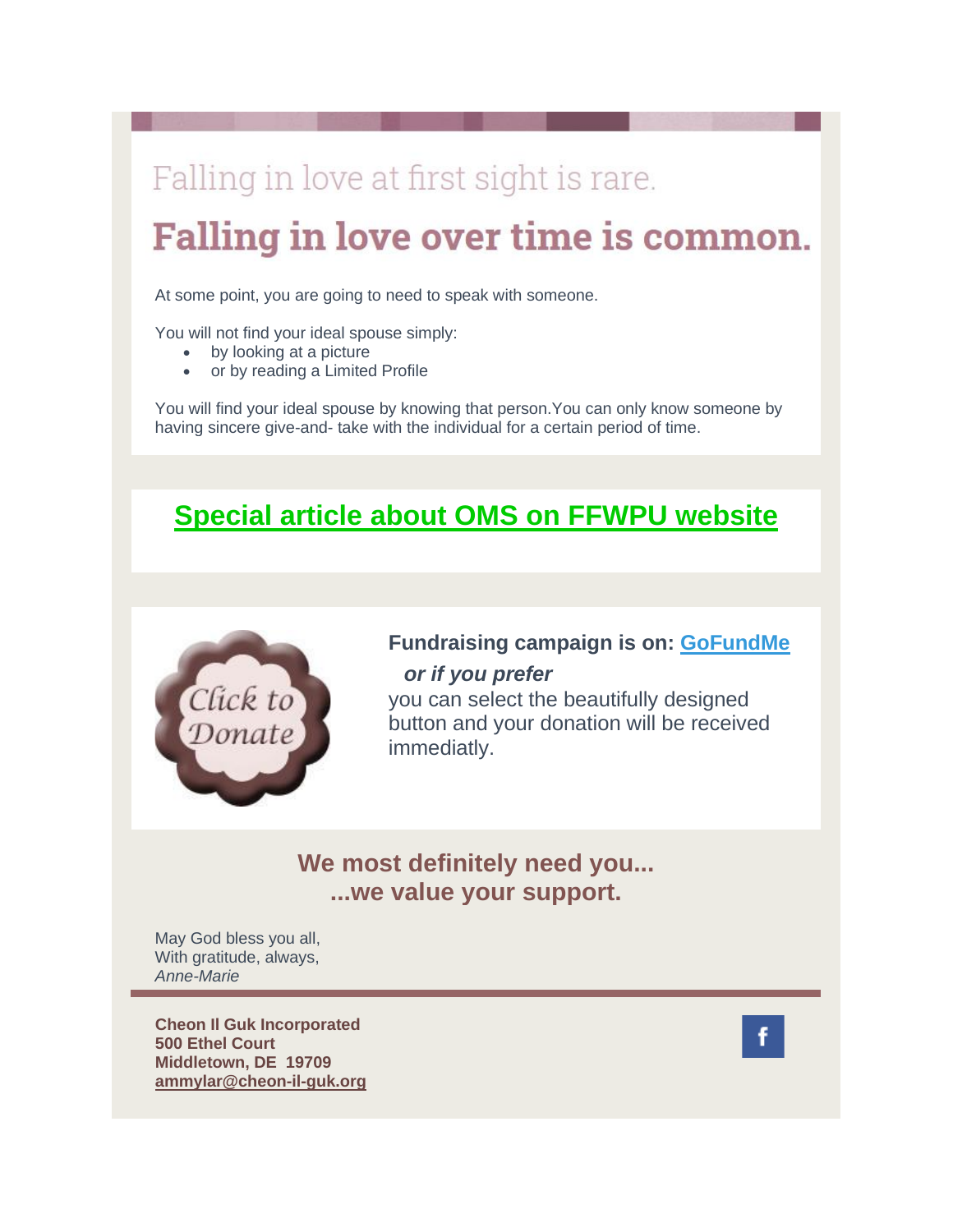# Falling in love at first sight is rare.

# Falling in love over time is common.

At some point, you are going to need to speak with someone.

You will not find your ideal spouse simply:

- by looking at a picture
- or by reading a Limited Profile

You will find your ideal spouse by knowing that person.You can only know someone by having sincere give-and- take with the individual for a certain period of time.

## Special article about OMS on FFWPU website

Click to Donate

**Fundraising campaign is on: GoFundMe**

***or if you prefer***

you can select the beautifully designed button and your donation will be received immediatly.

## We most definitely need you...
## ...we value your support.

May God bless you all,
With gratitude, always,
*Anne-Marie*

**Cheon Il Guk Incorporated**
**500 Ethel Court**
**Middletown, DE 19709**
**ammylar@cheon-il-guk.org**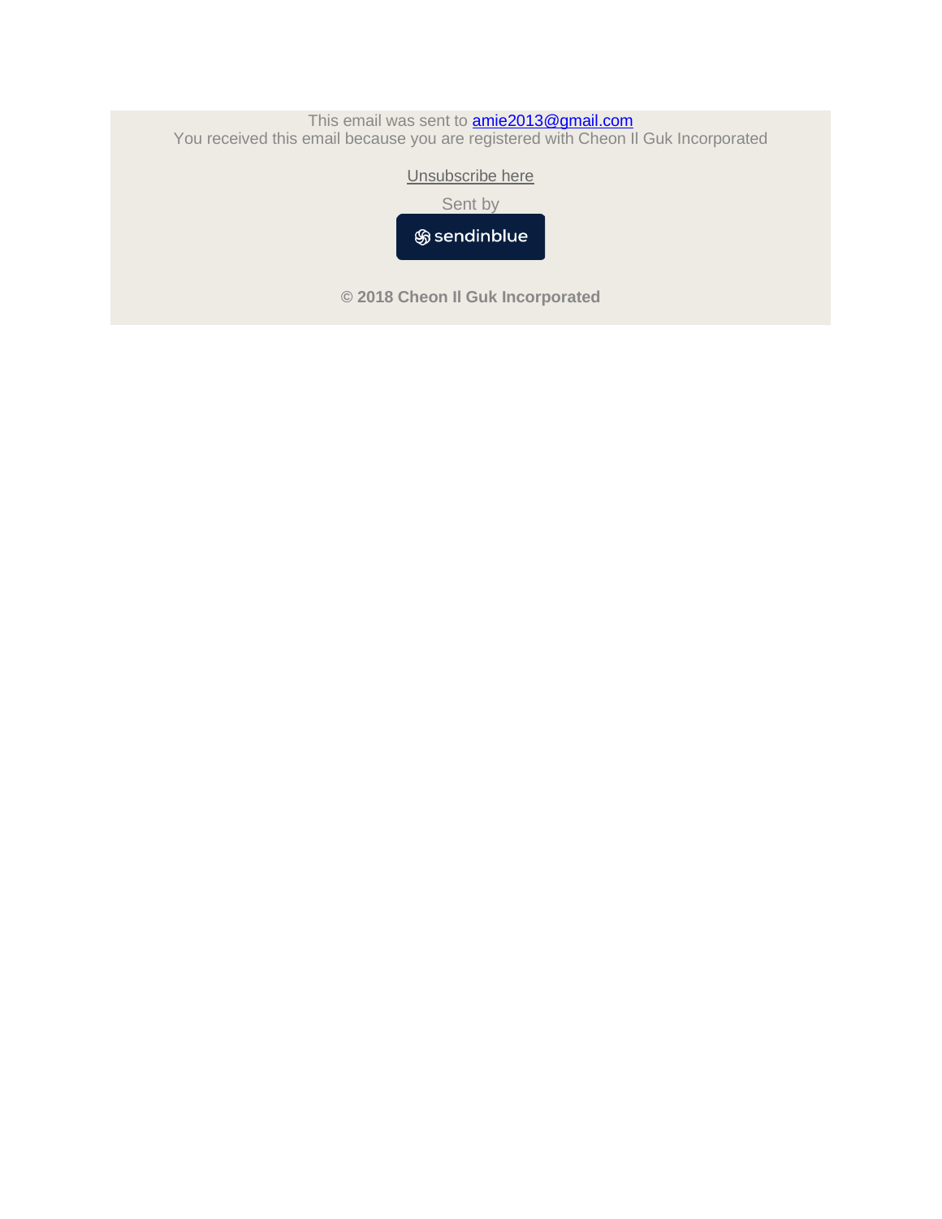This email was sent to amie2013@gmail.com
You received this email because you are registered with Cheon Il Guk Incorporated

Unsubscribe here

Sent by

sendinblue

**© 2018 Cheon Il Guk Incorporated**